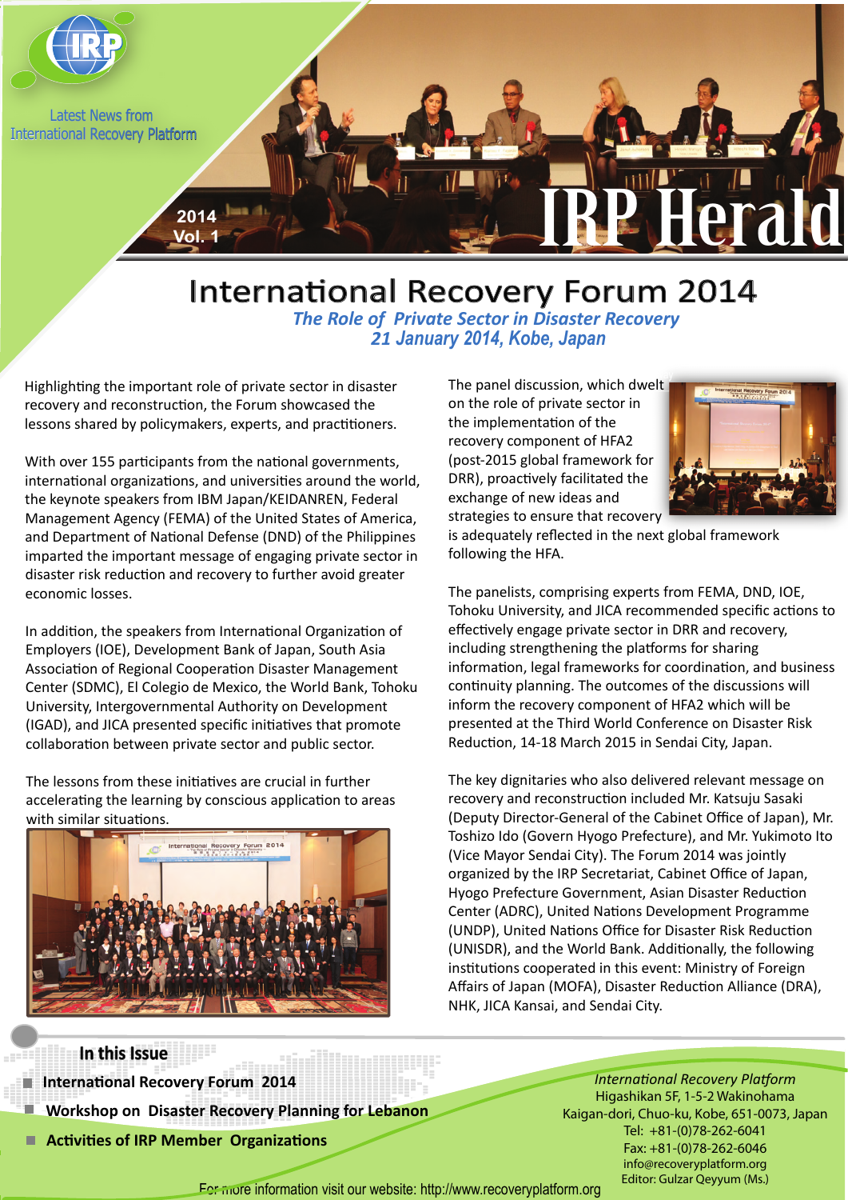Latest News from International Recovery Platform

2014 Vol. 1

# IRP Herald

## International Recovery Forum 2014

***The Role of Private Sector in Disaster Recovery***
***21 January 2014, Kobe, Japan***

Highlighting the important role of private sector in disaster recovery and reconstruction, the Forum showcased the lessons shared by policymakers, experts, and practitioners.

With over 155 participants from the national governments, international organizations, and universities around the world, the keynote speakers from IBM Japan/KEIDANREN, Federal Management Agency (FEMA) of the United States of America, and Department of National Defense (DND) of the Philippines imparted the important message of engaging private sector in disaster risk reduction and recovery to further avoid greater economic losses.

In addition, the speakers from International Organization of Employers (IOE), Development Bank of Japan, South Asia Association of Regional Cooperation Disaster Management Center (SDMC), El Colegio de Mexico, the World Bank, Tohoku University, Intergovernmental Authority on Development (IGAD), and JICA presented specific initiatives that promote collaboration between private sector and public sector.

The lessons from these initiatives are crucial in further accelerating the learning by conscious application to areas with similar situations.

The panel discussion, which dwelt on the role of private sector in the implementation of the recovery component of HFA2 (post-2015 global framework for DRR), proactively facilitated the exchange of new ideas and strategies to ensure that recovery is adequately reflected in the next global framework following the HFA.

The panelists, comprising experts from FEMA, DND, IOE, Tohoku University, and JICA recommended specific actions to effectively engage private sector in DRR and recovery, including strengthening the platforms for sharing information, legal frameworks for coordination, and business continuity planning. The outcomes of the discussions will inform the recovery component of HFA2 which will be presented at the Third World Conference on Disaster Risk Reduction, 14-18 March 2015 in Sendai City, Japan.

The key dignitaries who also delivered relevant message on recovery and reconstruction included Mr. Katsuju Sasaki (Deputy Director-General of the Cabinet Office of Japan), Mr. Toshizo Ido (Govern Hyogo Prefecture), and Mr. Yukimoto Ito (Vice Mayor Sendai City). The Forum 2014 was jointly organized by the IRP Secretariat, Cabinet Office of Japan, Hyogo Prefecture Government, Asian Disaster Reduction Center (ADRC), United Nations Development Programme (UNDP), United Nations Office for Disaster Risk Reduction (UNISDR), and the World Bank. Additionally, the following institutions cooperated in this event: Ministry of Foreign Affairs of Japan (MOFA), Disaster Reduction Alliance (DRA), NHK, JICA Kansai, and Sendai City.

### In this Issue

- **International Recovery Forum 2014**
- **Workshop on Disaster Recovery Planning for Lebanon**
- **Activities of IRP Member Organizations**

*International Recovery Platform*
Higashikan 5F, 1-5-2 Wakinohama
Kaigan-dori, Chuo-ku, Kobe, 651-0073, Japan
Tel: +81-(0)78-262-6041
Fax: +81-(0)78-262-6046
info@recoveryplatform.org
Editor: Gulzar Qeyyum (Ms.)

For more information visit our website: http://www.recoveryplatform.org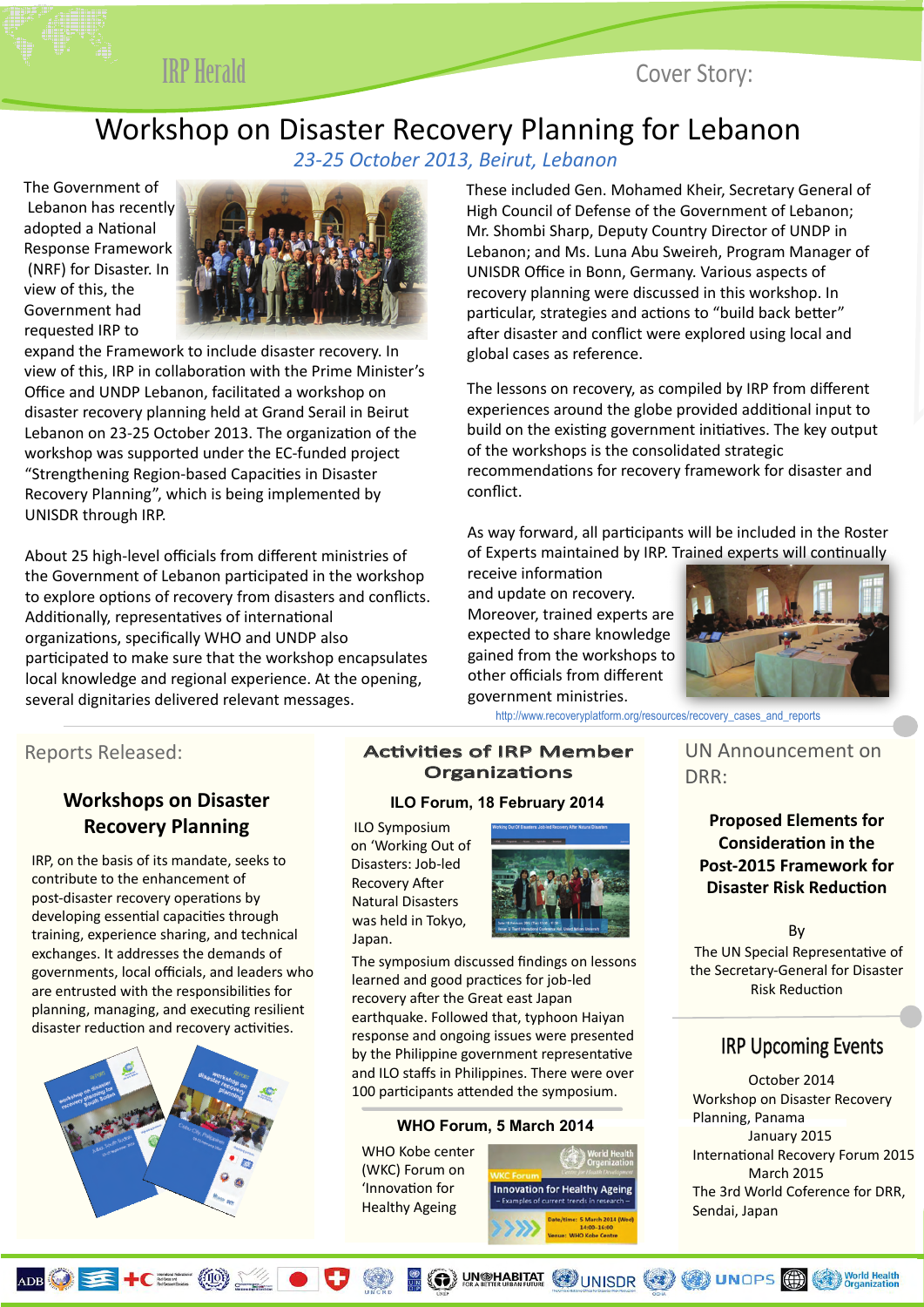IRP Herald

Cover Story:

# Workshop on Disaster Recovery Planning for Lebanon

*23-25 October 2013, Beirut, Lebanon*

The Government of Lebanon has recently adopted a National Response Framework (NRF) for Disaster. In view of this, the Government had requested IRP to expand the Framework to include disaster recovery. In view of this, IRP in collaboration with the Prime Minister's Office and UNDP Lebanon, facilitated a workshop on disaster recovery planning held at Grand Serail in Beirut Lebanon on 23-25 October 2013. The organization of the workshop was supported under the EC-funded project "Strengthening Region-based Capacities in Disaster Recovery Planning", which is being implemented by UNISDR through IRP.

About 25 high-level officials from different ministries of the Government of Lebanon participated in the workshop to explore options of recovery from disasters and conflicts. Additionally, representatives of international organizations, specifically WHO and UNDP also participated to make sure that the workshop encapsulates local knowledge and regional experience. At the opening, several dignitaries delivered relevant messages.

These included Gen. Mohamed Kheir, Secretary General of High Council of Defense of the Government of Lebanon; Mr. Shombi Sharp, Deputy Country Director of UNDP in Lebanon; and Ms. Luna Abu Sweireh, Program Manager of UNISDR Office in Bonn, Germany. Various aspects of recovery planning were discussed in this workshop. In particular, strategies and actions to "build back better" after disaster and conflict were explored using local and global cases as reference.

The lessons on recovery, as compiled by IRP from different experiences around the globe provided additional input to build on the existing government initiatives. The key output of the workshops is the consolidated strategic recommendations for recovery framework for disaster and conflict.

As way forward, all participants will be included in the Roster of Experts maintained by IRP. Trained experts will continually receive information and update on recovery. Moreover, trained experts are expected to share knowledge gained from the workshops to other officials from different government ministries.

http://www.recoveryplatform.org/resources/recovery_cases_and_reports

## Reports Released:

### Workshops on Disaster Recovery Planning

IRP, on the basis of its mandate, seeks to contribute to the enhancement of post-disaster recovery operations by developing essential capacities through training, experience sharing, and technical exchanges. It addresses the demands of governments, local officials, and leaders who are entrusted with the responsibilities for planning, managing, and executing resilient disaster reduction and recovery activities.

## Activities of IRP Member Organizations

### ILO Forum, 18 February 2014

ILO Symposium on 'Working Out of Disasters: Job-led Recovery After Natural Disasters was held in Tokyo, Japan.

The symposium discussed findings on lessons learned and good practices for job-led recovery after the Great east Japan earthquake. Followed that, typhoon Haiyan response and ongoing issues were presented by the Philippine government representative and ILO staffs in Philippines. There were over 100 participants attended the symposium.

### WHO Forum, 5 March 2014

WHO Kobe center (WKC) Forum on 'Innovation for Healthy Ageing

## UN Announcement on DRR:

**Proposed Elements for Consideration in the Post-2015 Framework for Disaster Risk Reduction**

By

The UN Special Representative of the Secretary-General for Disaster Risk Reduction

## IRP Upcoming Events

October 2014
Workshop on Disaster Recovery Planning, Panama

January 2015
International Recovery Forum 2015

March 2015
The 3rd World Coference for DRR, Sendai, Japan